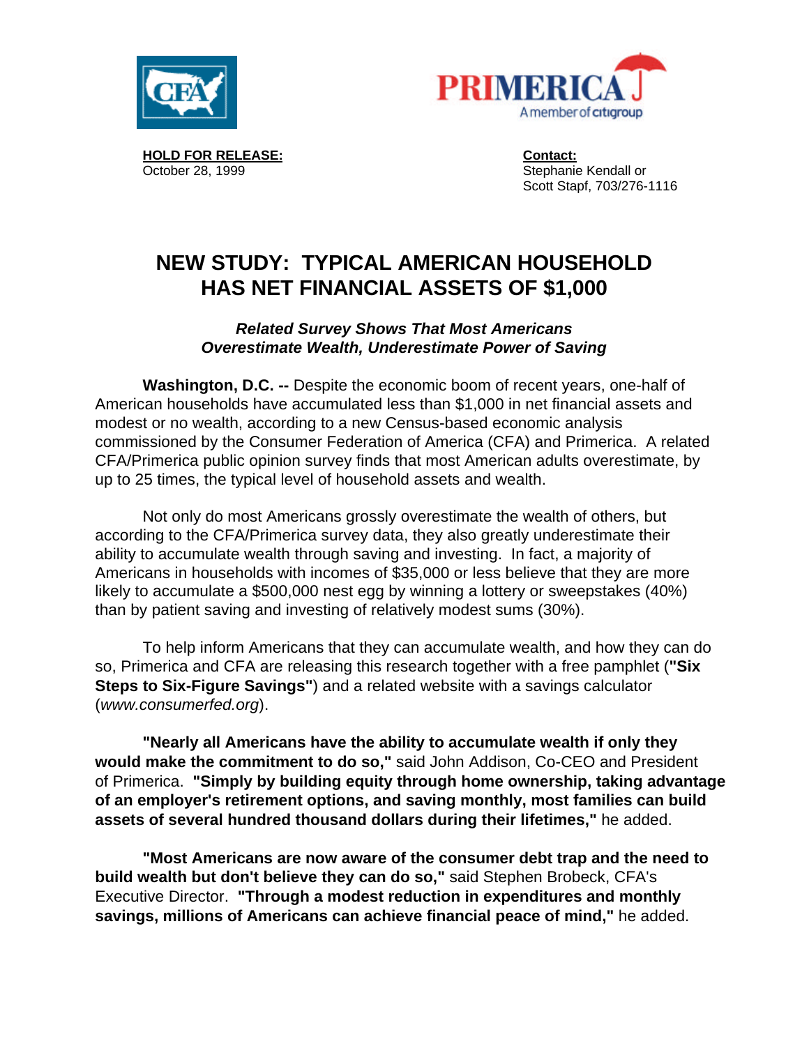**HOLD FOR RELEASE:**
October 28, 1999

**Contact:**
Stephanie Kendall or
Scott Stapf, 703/276-1116

# NEW STUDY: TYPICAL AMERICAN HOUSEHOLD HAS NET FINANCIAL ASSETS OF $1,000

***Related Survey Shows That Most Americans Overestimate Wealth, Underestimate Power of Saving***

**Washington, D.C. --** Despite the economic boom of recent years, one-half of American households have accumulated less than $1,000 in net financial assets and modest or no wealth, according to a new Census-based economic analysis commissioned by the Consumer Federation of America (CFA) and Primerica. A related CFA/Primerica public opinion survey finds that most American adults overestimate, by up to 25 times, the typical level of household assets and wealth.

Not only do most Americans grossly overestimate the wealth of others, but according to the CFA/Primerica survey data, they also greatly underestimate their ability to accumulate wealth through saving and investing. In fact, a majority of Americans in households with incomes of $35,000 or less believe that they are more likely to accumulate a $500,000 nest egg by winning a lottery or sweepstakes (40%) than by patient saving and investing of relatively modest sums (30%).

To help inform Americans that they can accumulate wealth, and how they can do so, Primerica and CFA are releasing this research together with a free pamphlet (**"Six Steps to Six-Figure Savings"**) and a related website with a savings calculator (*www.consumerfed.org*).

**"Nearly all Americans have the ability to accumulate wealth if only they would make the commitment to do so,"** said John Addison, Co-CEO and President of Primerica. **"Simply by building equity through home ownership, taking advantage of an employer's retirement options, and saving monthly, most families can build assets of several hundred thousand dollars during their lifetimes,"** he added.

**"Most Americans are now aware of the consumer debt trap and the need to build wealth but don't believe they can do so,"** said Stephen Brobeck, CFA's Executive Director. **"Through a modest reduction in expenditures and monthly savings, millions of Americans can achieve financial peace of mind,"** he added.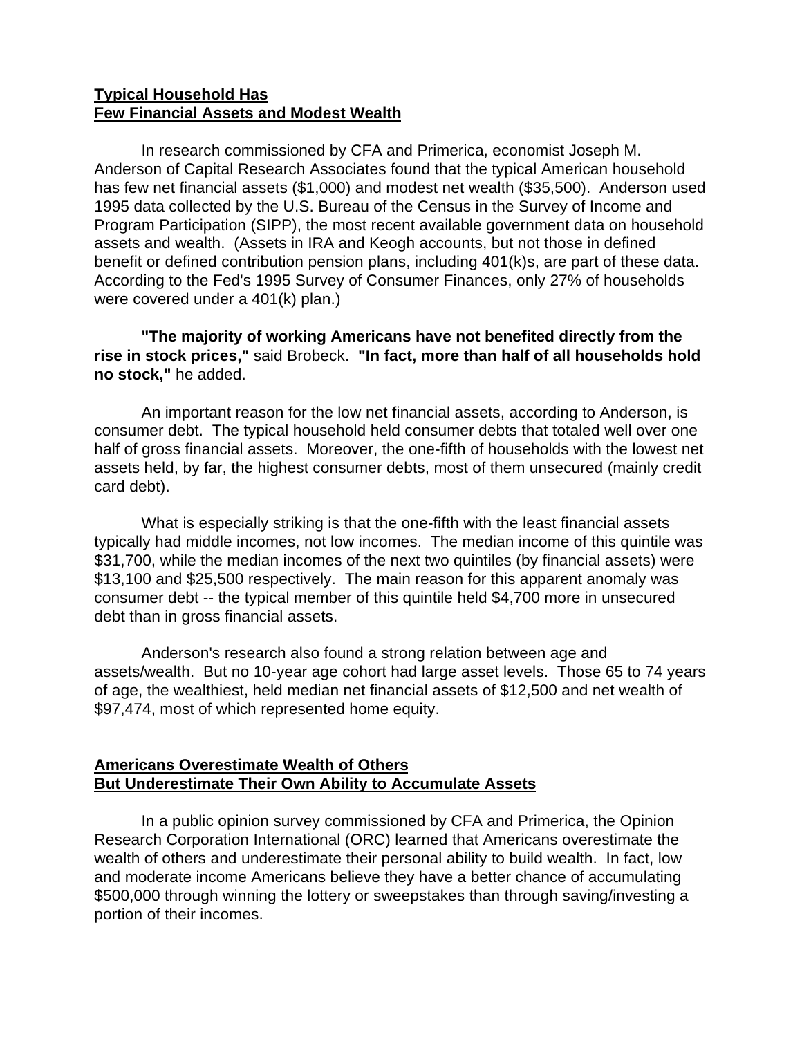**Typical Household Has**
**Few Financial Assets and Modest Wealth**

In research commissioned by CFA and Primerica, economist Joseph M. Anderson of Capital Research Associates found that the typical American household has few net financial assets ($1,000) and modest net wealth ($35,500). Anderson used 1995 data collected by the U.S. Bureau of the Census in the Survey of Income and Program Participation (SIPP), the most recent available government data on household assets and wealth. (Assets in IRA and Keogh accounts, but not those in defined benefit or defined contribution pension plans, including 401(k)s, are part of these data. According to the Fed's 1995 Survey of Consumer Finances, only 27% of households were covered under a 401(k) plan.)

**"The majority of working Americans have not benefited directly from the rise in stock prices,"** said Brobeck. **"In fact, more than half of all households hold no stock,"** he added.

An important reason for the low net financial assets, according to Anderson, is consumer debt. The typical household held consumer debts that totaled well over one half of gross financial assets. Moreover, the one-fifth of households with the lowest net assets held, by far, the highest consumer debts, most of them unsecured (mainly credit card debt).

What is especially striking is that the one-fifth with the least financial assets typically had middle incomes, not low incomes. The median income of this quintile was $31,700, while the median incomes of the next two quintiles (by financial assets) were $13,100 and $25,500 respectively. The main reason for this apparent anomaly was consumer debt -- the typical member of this quintile held $4,700 more in unsecured debt than in gross financial assets.

Anderson's research also found a strong relation between age and assets/wealth. But no 10-year age cohort had large asset levels. Those 65 to 74 years of age, the wealthiest, held median net financial assets of $12,500 and net wealth of $97,474, most of which represented home equity.

**Americans Overestimate Wealth of Others**
**But Underestimate Their Own Ability to Accumulate Assets**

In a public opinion survey commissioned by CFA and Primerica, the Opinion Research Corporation International (ORC) learned that Americans overestimate the wealth of others and underestimate their personal ability to build wealth. In fact, low and moderate income Americans believe they have a better chance of accumulating $500,000 through winning the lottery or sweepstakes than through saving/investing a portion of their incomes.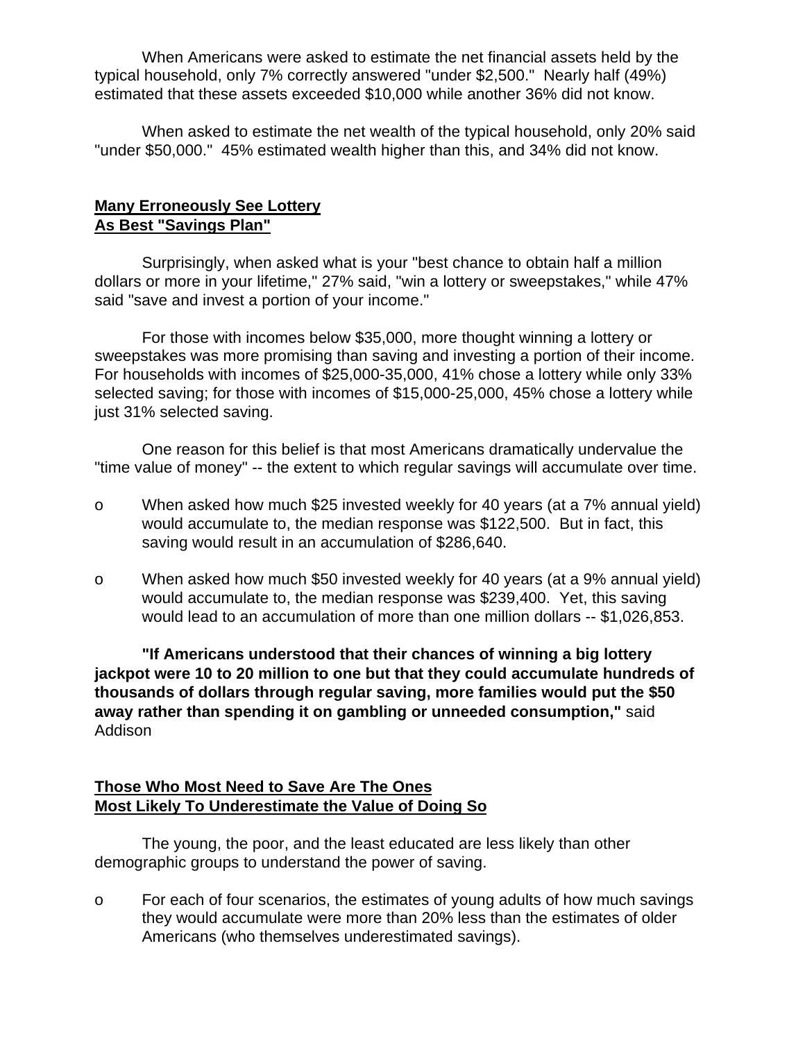When Americans were asked to estimate the net financial assets held by the typical household, only 7% correctly answered "under $2,500." Nearly half (49%) estimated that these assets exceeded $10,000 while another 36% did not know.

When asked to estimate the net wealth of the typical household, only 20% said "under $50,000." 45% estimated wealth higher than this, and 34% did not know.

## Many Erroneously See Lottery As Best "Savings Plan"

Surprisingly, when asked what is your "best chance to obtain half a million dollars or more in your lifetime," 27% said, "win a lottery or sweepstakes," while 47% said "save and invest a portion of your income."

For those with incomes below $35,000, more thought winning a lottery or sweepstakes was more promising than saving and investing a portion of their income. For households with incomes of $25,000-35,000, 41% chose a lottery while only 33% selected saving; for those with incomes of $15,000-25,000, 45% chose a lottery while just 31% selected saving.

One reason for this belief is that most Americans dramatically undervalue the "time value of money" -- the extent to which regular savings will accumulate over time.

- When asked how much $25 invested weekly for 40 years (at a 7% annual yield) would accumulate to, the median response was $122,500. But in fact, this saving would result in an accumulation of $286,640.
- When asked how much $50 invested weekly for 40 years (at a 9% annual yield) would accumulate to, the median response was $239,400. Yet, this saving would lead to an accumulation of more than one million dollars -- $1,026,853.

**"If Americans understood that their chances of winning a big lottery jackpot were 10 to 20 million to one but that they could accumulate hundreds of thousands of dollars through regular saving, more families would put the $50 away rather than spending it on gambling or unneeded consumption,"** said Addison

## Those Who Most Need to Save Are The Ones Most Likely To Underestimate the Value of Doing So

The young, the poor, and the least educated are less likely than other demographic groups to understand the power of saving.

- For each of four scenarios, the estimates of young adults of how much savings they would accumulate were more than 20% less than the estimates of older Americans (who themselves underestimated savings).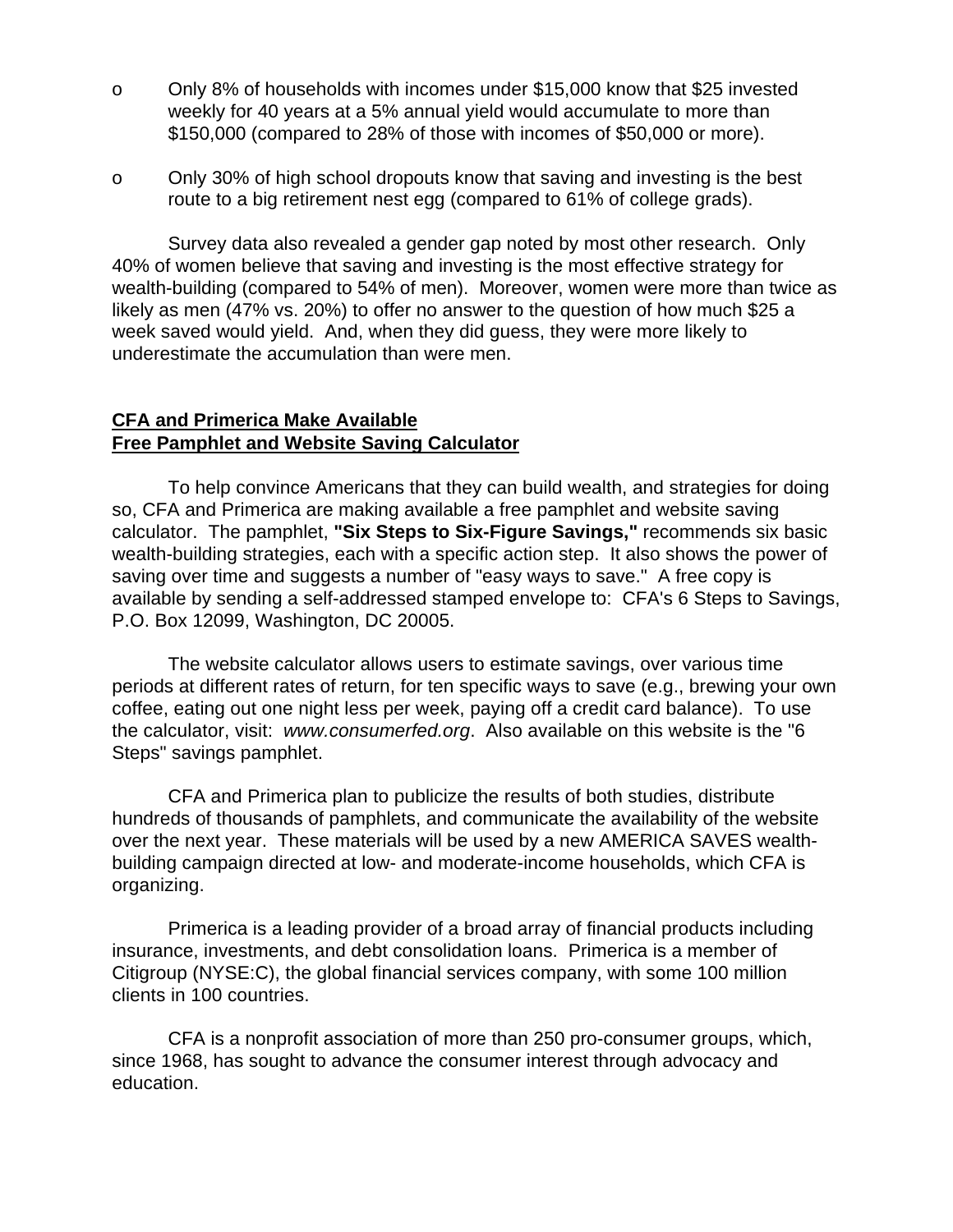- Only 8% of households with incomes under $15,000 know that $25 invested weekly for 40 years at a 5% annual yield would accumulate to more than $150,000 (compared to 28% of those with incomes of $50,000 or more).

- Only 30% of high school dropouts know that saving and investing is the best route to a big retirement nest egg (compared to 61% of college grads).

Survey data also revealed a gender gap noted by most other research. Only 40% of women believe that saving and investing is the most effective strategy for wealth-building (compared to 54% of men). Moreover, women were more than twice as likely as men (47% vs. 20%) to offer no answer to the question of how much $25 a week saved would yield. And, when they did guess, they were more likely to underestimate the accumulation than were men.

**CFA and Primerica Make Available**
**Free Pamphlet and Website Saving Calculator**

To help convince Americans that they can build wealth, and strategies for doing so, CFA and Primerica are making available a free pamphlet and website saving calculator. The pamphlet, **"Six Steps to Six-Figure Savings,"** recommends six basic wealth-building strategies, each with a specific action step. It also shows the power of saving over time and suggests a number of "easy ways to save." A free copy is available by sending a self-addressed stamped envelope to: CFA's 6 Steps to Savings, P.O. Box 12099, Washington, DC 20005.

The website calculator allows users to estimate savings, over various time periods at different rates of return, for ten specific ways to save (e.g., brewing your own coffee, eating out one night less per week, paying off a credit card balance). To use the calculator, visit: *www.consumerfed.org*. Also available on this website is the "6 Steps" savings pamphlet.

CFA and Primerica plan to publicize the results of both studies, distribute hundreds of thousands of pamphlets, and communicate the availability of the website over the next year. These materials will be used by a new AMERICA SAVES wealth-building campaign directed at low- and moderate-income households, which CFA is organizing.

Primerica is a leading provider of a broad array of financial products including insurance, investments, and debt consolidation loans. Primerica is a member of Citigroup (NYSE:C), the global financial services company, with some 100 million clients in 100 countries.

CFA is a nonprofit association of more than 250 pro-consumer groups, which, since 1968, has sought to advance the consumer interest through advocacy and education.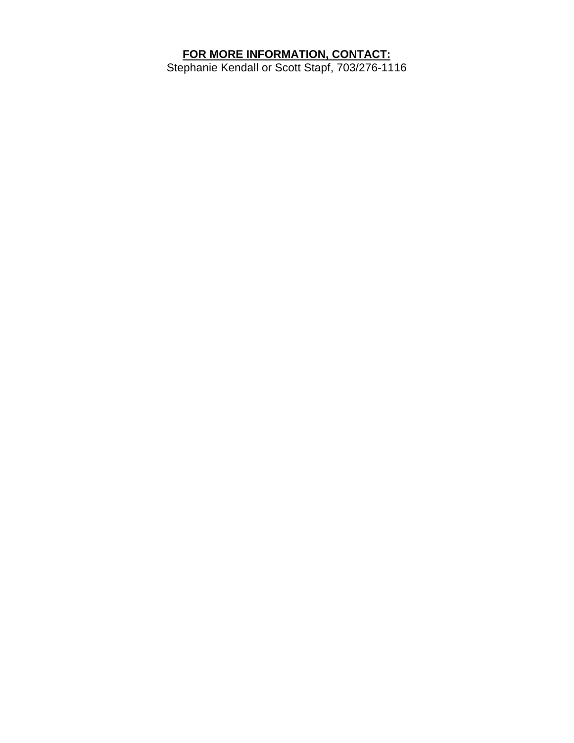**FOR MORE INFORMATION, CONTACT:**

Stephanie Kendall or Scott Stapf, 703/276-1116